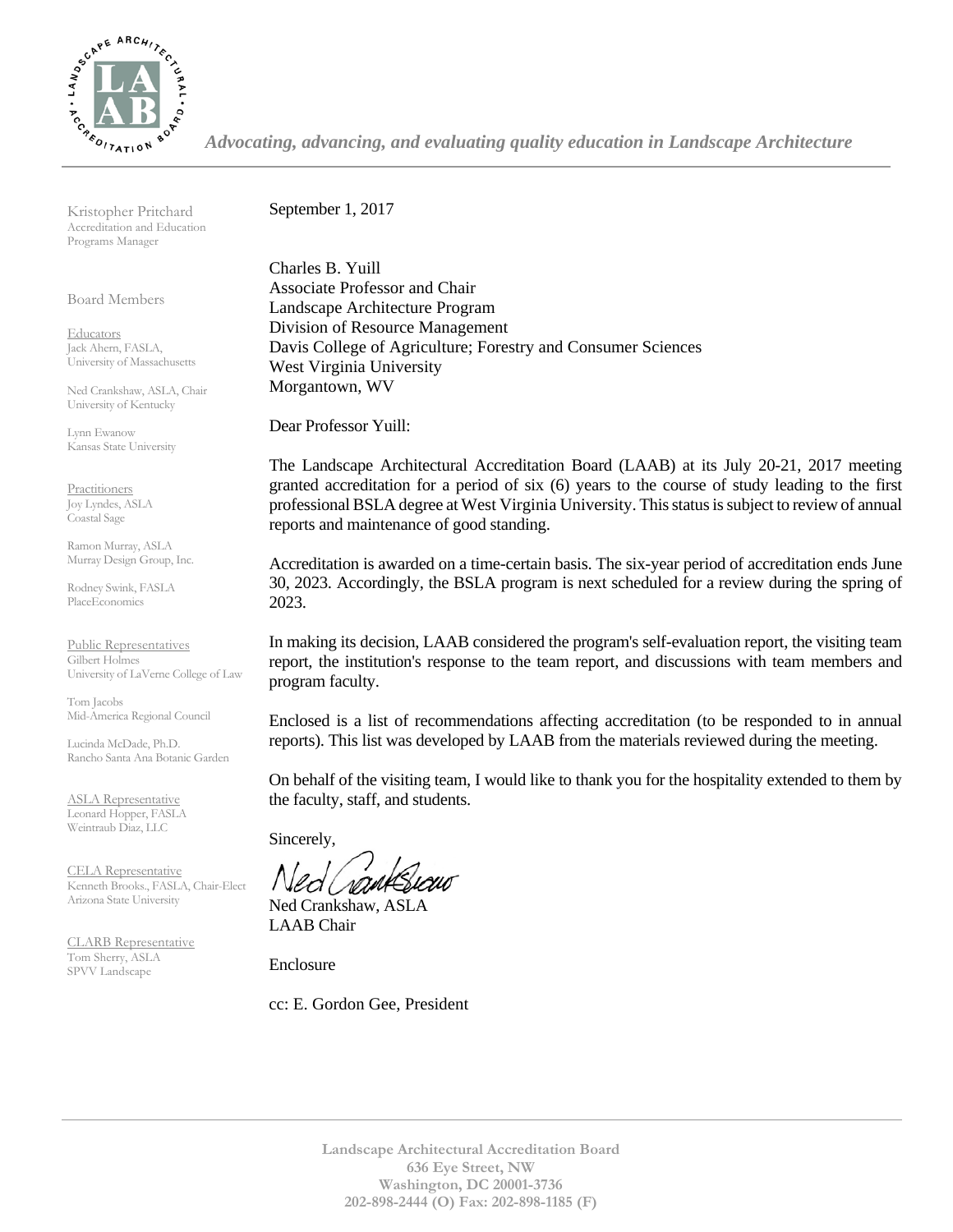*Advocating, advancing, and evaluating quality education in Landscape Architecture*

Kristopher Pritchard
Accreditation and Education Programs Manager

Board Members

Educators
Jack Ahern, FASLA, University of Massachusetts

Ned Crankshaw, ASLA, Chair
University of Kentucky

Lynn Ewanow
Kansas State University

Practitioners
Joy Lyndes, ASLA
Coastal Sage

Ramon Murray, ASLA
Murray Design Group, Inc.

Rodney Swink, FASLA
PlaceEconomics

Public Representatives
Gilbert Holmes
University of LaVerne College of Law

Tom Jacobs
Mid-America Regional Council

Lucinda McDade, Ph.D.
Rancho Santa Ana Botanic Garden

ASLA Representative
Leonard Hopper, FASLA
Weintraub Diaz, LLC

CELA Representative
Kenneth Brooks., FASLA, Chair-Elect
Arizona State University

CLARB Representative
Tom Sherry, ASLA
SPVV Landscape

September 1, 2017

Charles B. Yuill
Associate Professor and Chair
Landscape Architecture Program
Division of Resource Management
Davis College of Agriculture; Forestry and Consumer Sciences
West Virginia University
Morgantown, WV

Dear Professor Yuill:

The Landscape Architectural Accreditation Board (LAAB) at its July 20-21, 2017 meeting granted accreditation for a period of six (6) years to the course of study leading to the first professional BSLA degree at West Virginia University. This status is subject to review of annual reports and maintenance of good standing.

Accreditation is awarded on a time-certain basis. The six-year period of accreditation ends June 30, 2023. Accordingly, the BSLA program is next scheduled for a review during the spring of 2023.

In making its decision, LAAB considered the program's self-evaluation report, the visiting team report, the institution's response to the team report, and discussions with team members and program faculty.

Enclosed is a list of recommendations affecting accreditation (to be responded to in annual reports). This list was developed by LAAB from the materials reviewed during the meeting.

On behalf of the visiting team, I would like to thank you for the hospitality extended to them by the faculty, staff, and students.

Sincerely,

Ned Crankshaw, ASLA
LAAB Chair

Enclosure

cc: E. Gordon Gee, President

**Landscape Architectural Accreditation Board**
**636 Eye Street, NW**
**Washington, DC 20001-3736**
**202-898-2444 (O) Fax: 202-898-1185 (F)**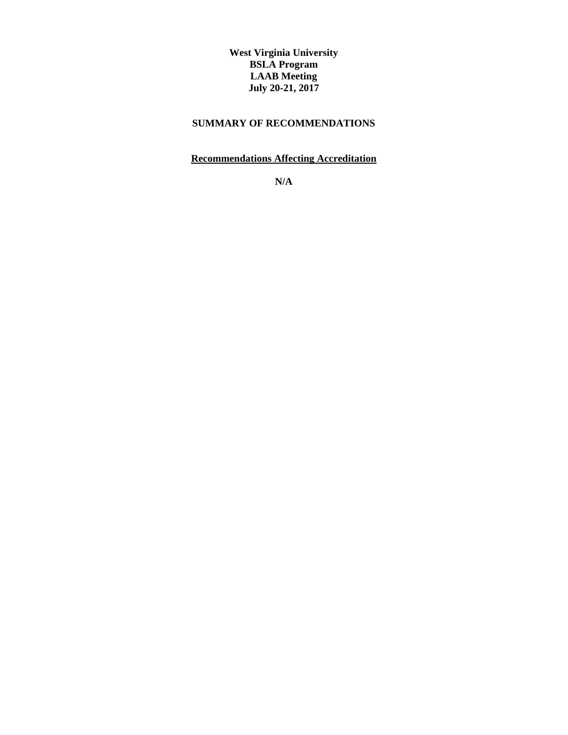**West Virginia University**
**BSLA Program**
**LAAB Meeting**
**July 20-21, 2017**

## SUMMARY OF RECOMMENDATIONS

### Recommendations Affecting Accreditation

**N/A**